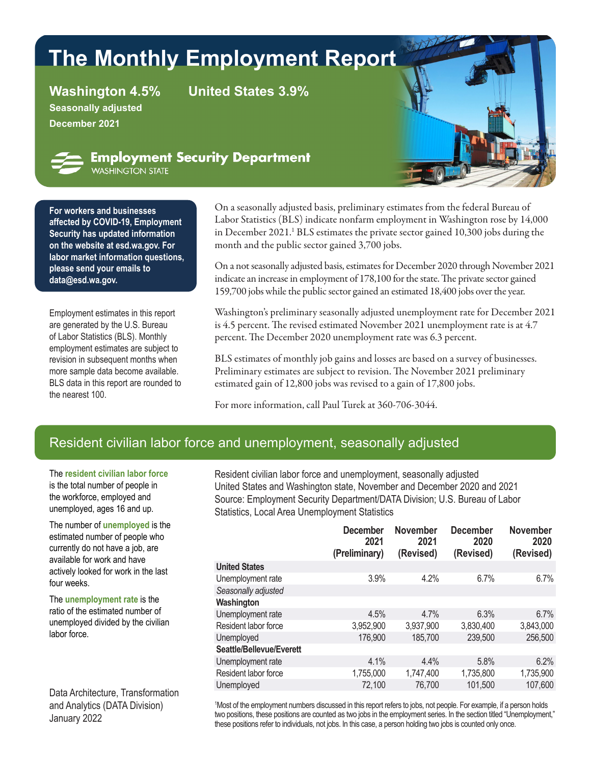# The Monthly Employment Report

**Washington 4.5%** **United States 3.9%**

**Seasonally adjusted**

**December 2021**

**Employment Security Department**
WASHINGTON STATE

**For workers and businesses affected by COVID-19, Employment Security has updated information on the website at esd.wa.gov. For labor market information questions, please send your emails to data@esd.wa.gov.**

Employment estimates in this report are generated by the U.S. Bureau of Labor Statistics (BLS). Monthly employment estimates are subject to revision in subsequent months when more sample data become available. BLS data in this report are rounded to the nearest 100.

On a seasonally adjusted basis, preliminary estimates from the federal Bureau of Labor Statistics (BLS) indicate nonfarm employment in Washington rose by 14,000 in December 2021.[1] BLS estimates the private sector gained 10,300 jobs during the month and the public sector gained 3,700 jobs.

On a not seasonally adjusted basis, estimates for December 2020 through November 2021 indicate an increase in employment of 178,100 for the state. The private sector gained 159,700 jobs while the public sector gained an estimated 18,400 jobs over the year.

Washington's preliminary seasonally adjusted unemployment rate for December 2021 is 4.5 percent. The revised estimated November 2021 unemployment rate is at 4.7 percent. The December 2020 unemployment rate was 6.3 percent.

BLS estimates of monthly job gains and losses are based on a survey of businesses. Preliminary estimates are subject to revision. The November 2021 preliminary estimated gain of 12,800 jobs was revised to a gain of 17,800 jobs.

For more information, call Paul Turek at 360-706-3044.

## Resident civilian labor force and unemployment, seasonally adjusted

The **resident civilian labor force** is the total number of people in the workforce, employed and unemployed, ages 16 and up.

The number of **unemployed** is the estimated number of people who currently do not have a job, are available for work and have actively looked for work in the last four weeks.

The **unemployment rate** is the ratio of the estimated number of unemployed divided by the civilian labor force.

Resident civilian labor force and unemployment, seasonally adjusted
United States and Washington state, November and December 2020 and 2021
Source: Employment Security Department/DATA Division; U.S. Bureau of Labor Statistics, Local Area Unemployment Statistics

| | December 2021 (Preliminary) | November 2021 (Revised) | December 2020 (Revised) | November 2020 (Revised) |
|---|---|---|---|---|
| **United States** | | | | |
| Unemployment rate | 3.9% | 4.2% | 6.7% | 6.7% |
| *Seasonally adjusted* | | | | |
| **Washington** | | | | |
| Unemployment rate | 4.5% | 4.7% | 6.3% | 6.7% |
| Resident labor force | 3,952,900 | 3,937,900 | 3,830,400 | 3,843,000 |
| Unemployed | 176,900 | 185,700 | 239,500 | 256,500 |
| **Seattle/Bellevue/Everett** | | | | |
| Unemployment rate | 4.1% | 4.4% | 5.8% | 6.2% |
| Resident labor force | 1,755,000 | 1,747,400 | 1,735,800 | 1,735,900 |
| Unemployed | 72,100 | 76,700 | 101,500 | 107,600 |

[1]Most of the employment numbers discussed in this report refers to jobs, not people. For example, if a person holds two positions, these positions are counted as two jobs in the employment series. In the section titled "Unemployment," these positions refer to individuals, not jobs. In this case, a person holding two jobs is counted only once.

Data Architecture, Transformation and Analytics (DATA Division)
January 2022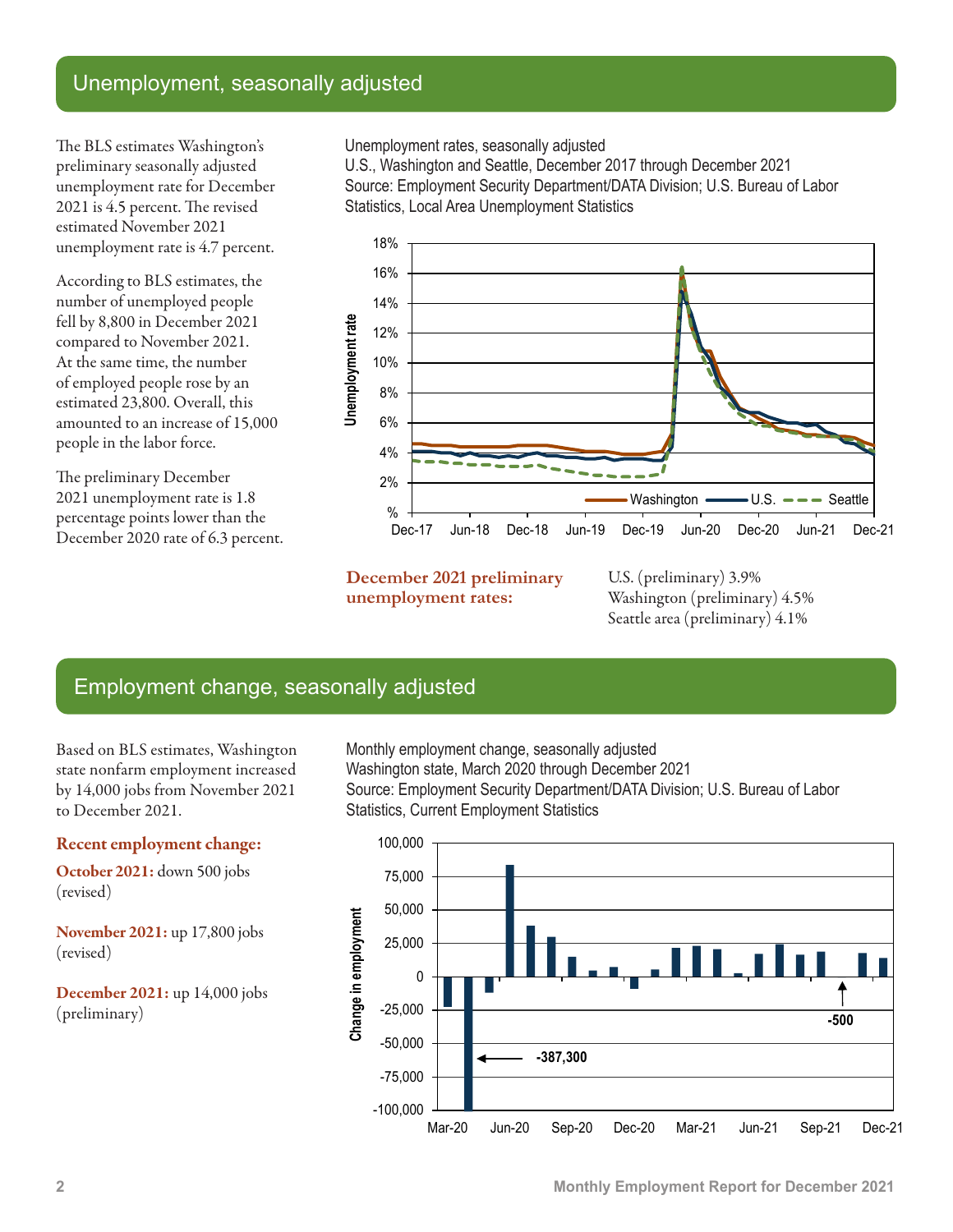## Unemployment, seasonally adjusted

The BLS estimates Washington's preliminary seasonally adjusted unemployment rate for December 2021 is 4.5 percent. The revised estimated November 2021 unemployment rate is 4.7 percent.

According to BLS estimates, the number of unemployed people fell by 8,800 in December 2021 compared to November 2021. At the same time, the number of employed people rose by an estimated 23,800. Overall, this amounted to an increase of 15,000 people in the labor force.

The preliminary December 2021 unemployment rate is 1.8 percentage points lower than the December 2020 rate of 6.3 percent.

Unemployment rates, seasonally adjusted
U.S., Washington and Seattle, December 2017 through December 2021
Source: Employment Security Department/DATA Division; U.S. Bureau of Labor Statistics, Local Area Unemployment Statistics

**December 2021 preliminary unemployment rates:**

U.S. (preliminary) 3.9%
Washington (preliminary) 4.5%
Seattle area (preliminary) 4.1%

## Employment change, seasonally adjusted

Based on BLS estimates, Washington state nonfarm employment increased by 14,000 jobs from November 2021 to December 2021.

**Recent employment change:**

**October 2021:** down 500 jobs (revised)

**November 2021:** up 17,800 jobs (revised)

**December 2021:** up 14,000 jobs (preliminary)

Monthly employment change, seasonally adjusted
Washington state, March 2020 through December 2021
Source: Employment Security Department/DATA Division; U.S. Bureau of Labor Statistics, Current Employment Statistics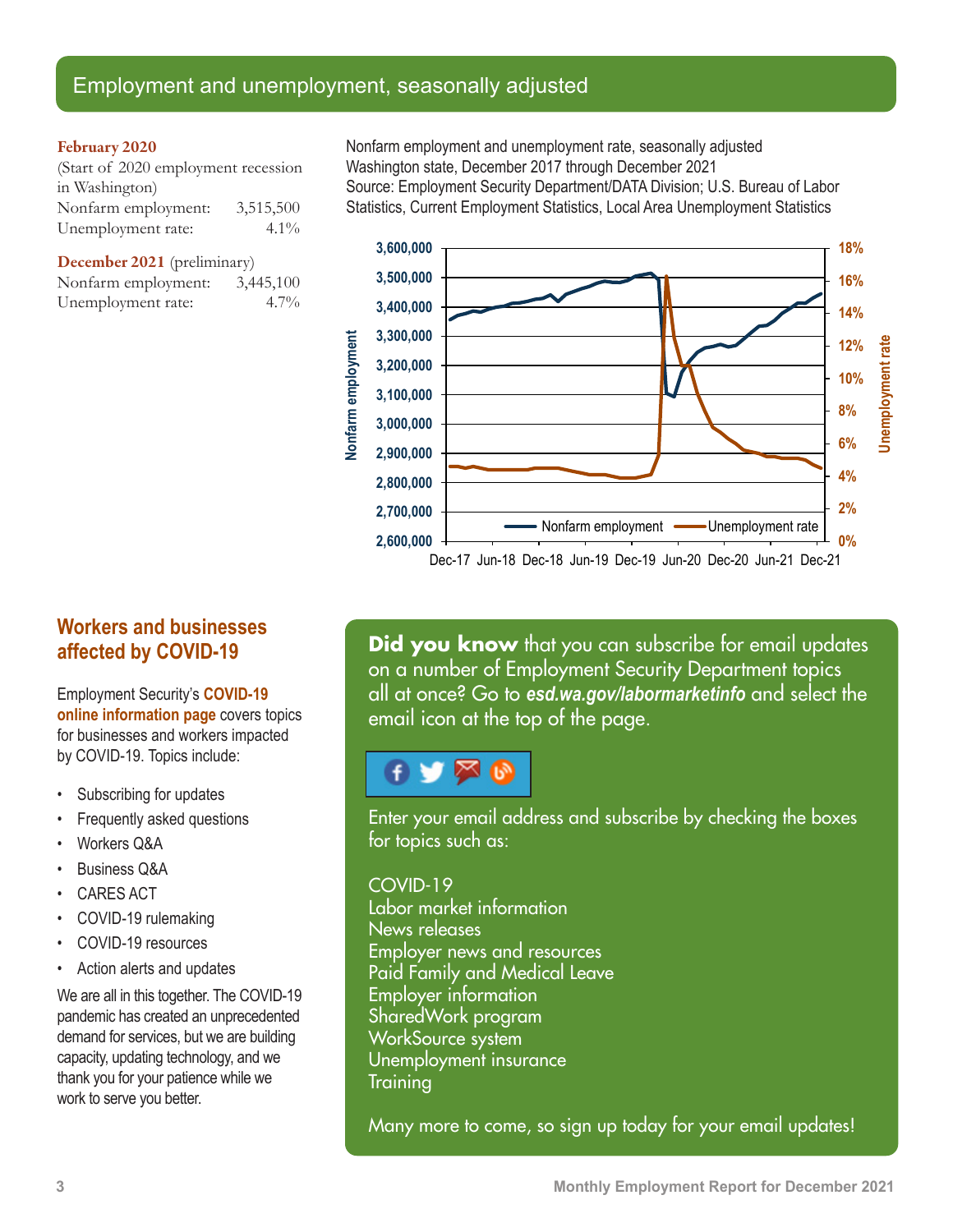## Employment and unemployment, seasonally adjusted

**February 2020**
(Start of 2020 employment recession in Washington)

| | |
|---|---|
| Nonfarm employment: | 3,515,500 |
| Unemployment rate: | 4.1% |

**December 2021** (preliminary)

| | |
|---|---|
| Nonfarm employment: | 3,445,100 |
| Unemployment rate: | 4.7% |

Nonfarm employment and unemployment rate, seasonally adjusted
Washington state, December 2017 through December 2021
Source: Employment Security Department/DATA Division; U.S. Bureau of Labor Statistics, Current Employment Statistics, Local Area Unemployment Statistics

## Workers and businesses affected by COVID-19

Employment Security's **COVID-19 online information page** covers topics for businesses and workers impacted by COVID-19. Topics include:

- Subscribing for updates
- Frequently asked questions
- Workers Q&A
- Business Q&A
- CARES ACT
- COVID-19 rulemaking
- COVID-19 resources
- Action alerts and updates

We are all in this together. The COVID-19 pandemic has created an unprecedented demand for services, but we are building capacity, updating technology, and we thank you for your patience while we work to serve you better.

**Did you know** that you can subscribe for email updates on a number of Employment Security Department topics all at once? Go to ***esd.wa.gov/labormarketinfo*** and select the email icon at the top of the page.

Enter your email address and subscribe by checking the boxes for topics such as:

COVID-19
Labor market information
News releases
Employer news and resources
Paid Family and Medical Leave
Employer information
SharedWork program
WorkSource system
Unemployment insurance
Training

Many more to come, so sign up today for your email updates!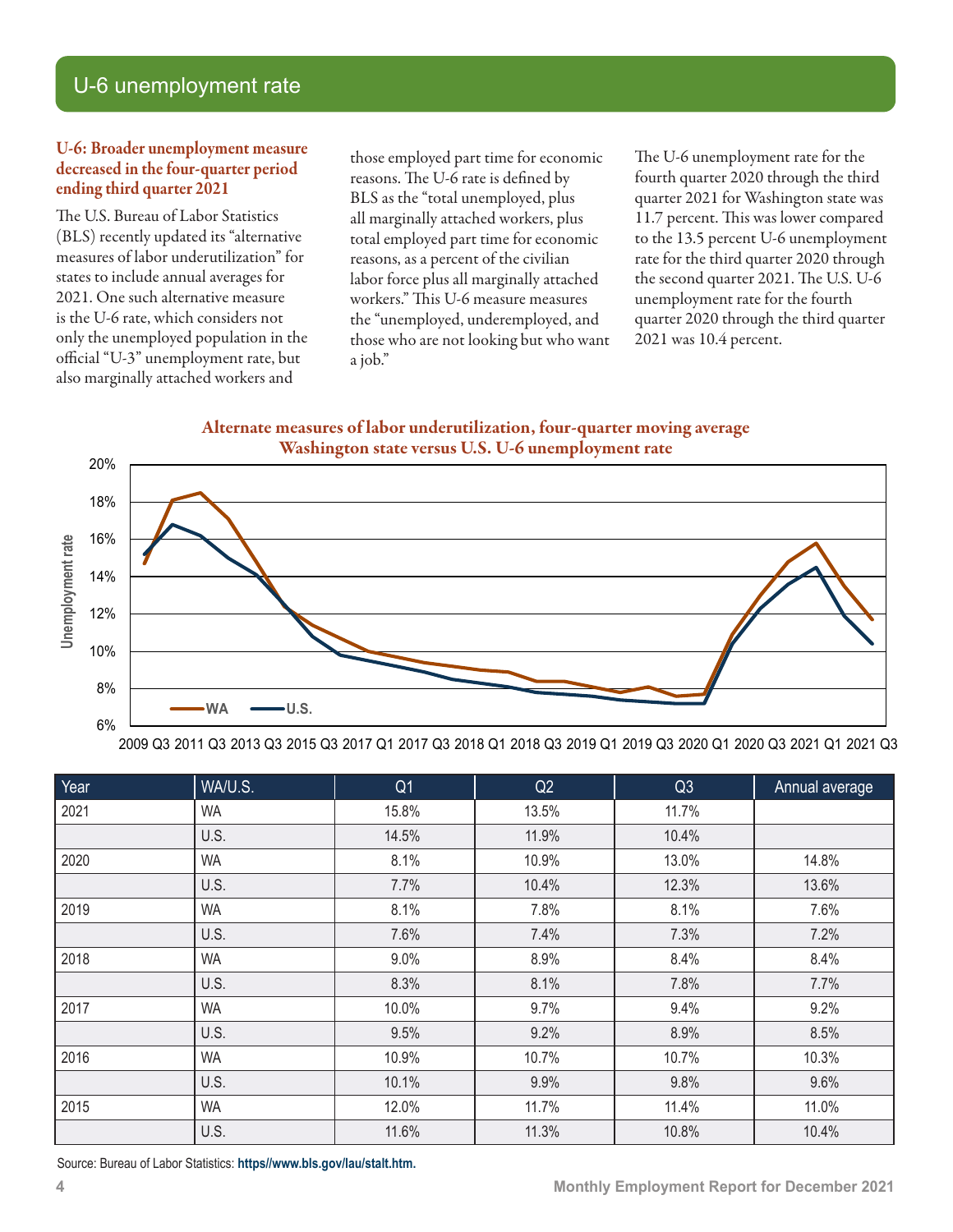# U-6 unemployment rate

### U-6: Broader unemployment measure decreased in the four-quarter period ending third quarter 2021

The U.S. Bureau of Labor Statistics (BLS) recently updated its "alternative measures of labor underutilization" for states to include annual averages for 2021. One such alternative measure is the U-6 rate, which considers not only the unemployed population in the official "U-3" unemployment rate, but also marginally attached workers and those employed part time for economic reasons. The U-6 rate is defined by BLS as the "total unemployed, plus all marginally attached workers, plus total employed part time for economic reasons, as a percent of the civilian labor force plus all marginally attached workers." This U-6 measure measures the "unemployed, underemployed, and those who are not looking but who want a job."

The U-6 unemployment rate for the fourth quarter 2020 through the third quarter 2021 for Washington state was 11.7 percent. This was lower compared to the 13.5 percent U-6 unemployment rate for the third quarter 2020 through the second quarter 2021. The U.S. U-6 unemployment rate for the fourth quarter 2020 through the third quarter 2021 was 10.4 percent.

**Alternate measures of labor underutilization, four-quarter moving average**
**Washington state versus U.S. U-6 unemployment rate**

| Year | WA/U.S. | Q1 | Q2 | Q3 | Annual average |
|---|---|---|---|---|---|
| 2021 | WA | 15.8% | 13.5% | 11.7% | |
| | U.S. | 14.5% | 11.9% | 10.4% | |
| 2020 | WA | 8.1% | 10.9% | 13.0% | 14.8% |
| | U.S. | 7.7% | 10.4% | 12.3% | 13.6% |
| 2019 | WA | 8.1% | 7.8% | 8.1% | 7.6% |
| | U.S. | 7.6% | 7.4% | 7.3% | 7.2% |
| 2018 | WA | 9.0% | 8.9% | 8.4% | 8.4% |
| | U.S. | 8.3% | 8.1% | 7.8% | 7.7% |
| 2017 | WA | 10.0% | 9.7% | 9.4% | 9.2% |
| | U.S. | 9.5% | 9.2% | 8.9% | 8.5% |
| 2016 | WA | 10.9% | 10.7% | 10.7% | 10.3% |
| | U.S. | 10.1% | 9.9% | 9.8% | 9.6% |
| 2015 | WA | 12.0% | 11.7% | 11.4% | 11.0% |
| | U.S. | 11.6% | 11.3% | 10.8% | 10.4% |

Source: Bureau of Labor Statistics: **https//www.bls.gov/lau/stalt.htm.**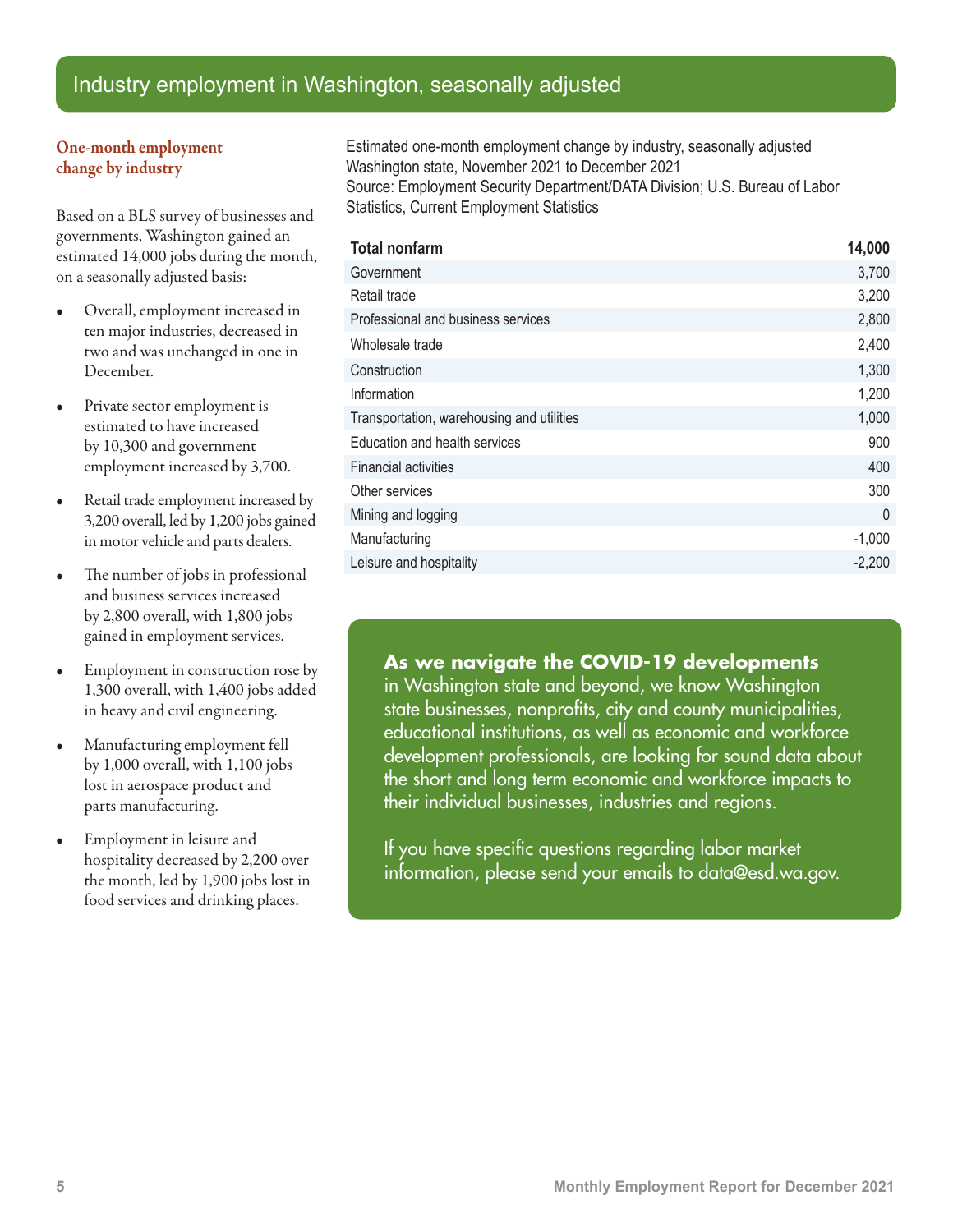# Industry employment in Washington, seasonally adjusted

## One-month employment change by industry

Based on a BLS survey of businesses and governments, Washington gained an estimated 14,000 jobs during the month, on a seasonally adjusted basis:

- Overall, employment increased in ten major industries, decreased in two and was unchanged in one in December.
- Private sector employment is estimated to have increased by 10,300 and government employment increased by 3,700.
- Retail trade employment increased by 3,200 overall, led by 1,200 jobs gained in motor vehicle and parts dealers.
- The number of jobs in professional and business services increased by 2,800 overall, with 1,800 jobs gained in employment services.
- Employment in construction rose by 1,300 overall, with 1,400 jobs added in heavy and civil engineering.
- Manufacturing employment fell by 1,000 overall, with 1,100 jobs lost in aerospace product and parts manufacturing.
- Employment in leisure and hospitality decreased by 2,200 over the month, led by 1,900 jobs lost in food services and drinking places.

Estimated one-month employment change by industry, seasonally adjusted
Washington state, November 2021 to December 2021
Source: Employment Security Department/DATA Division; U.S. Bureau of Labor Statistics, Current Employment Statistics

| **Total nonfarm** | **14,000** |
|---|---|
| Government | 3,700 |
| Retail trade | 3,200 |
| Professional and business services | 2,800 |
| Wholesale trade | 2,400 |
| Construction | 1,300 |
| Information | 1,200 |
| Transportation, warehousing and utilities | 1,000 |
| Education and health services | 900 |
| Financial activities | 400 |
| Other services | 300 |
| Mining and logging | 0 |
| Manufacturing | -1,000 |
| Leisure and hospitality | -2,200 |

**As we navigate the COVID-19 developments** in Washington state and beyond, we know Washington state businesses, nonprofits, city and county municipalities, educational institutions, as well as economic and workforce development professionals, are looking for sound data about the short and long term economic and workforce impacts to their individual businesses, industries and regions.

If you have specific questions regarding labor market information, please send your emails to data@esd.wa.gov.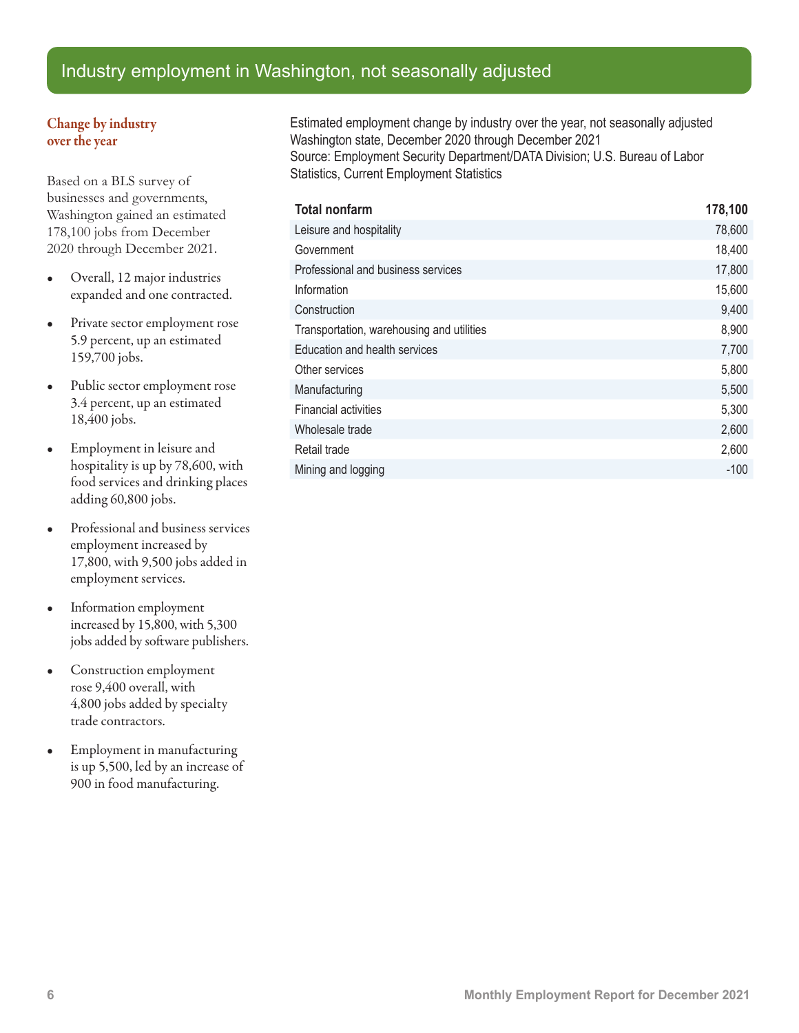# Industry employment in Washington, not seasonally adjusted

## Change by industry over the year

Based on a BLS survey of businesses and governments, Washington gained an estimated 178,100 jobs from December 2020 through December 2021.

- Overall, 12 major industries expanded and one contracted.
- Private sector employment rose 5.9 percent, up an estimated 159,700 jobs.
- Public sector employment rose 3.4 percent, up an estimated 18,400 jobs.
- Employment in leisure and hospitality is up by 78,600, with food services and drinking places adding 60,800 jobs.
- Professional and business services employment increased by 17,800, with 9,500 jobs added in employment services.
- Information employment increased by 15,800, with 5,300 jobs added by software publishers.
- Construction employment rose 9,400 overall, with 4,800 jobs added by specialty trade contractors.
- Employment in manufacturing is up 5,500, led by an increase of 900 in food manufacturing.

Estimated employment change by industry over the year, not seasonally adjusted
Washington state, December 2020 through December 2021
Source: Employment Security Department/DATA Division; U.S. Bureau of Labor Statistics, Current Employment Statistics

| **Total nonfarm** | **178,100** |
|---|---|
| Leisure and hospitality | 78,600 |
| Government | 18,400 |
| Professional and business services | 17,800 |
| Information | 15,600 |
| Construction | 9,400 |
| Transportation, warehousing and utilities | 8,900 |
| Education and health services | 7,700 |
| Other services | 5,800 |
| Manufacturing | 5,500 |
| Financial activities | 5,300 |
| Wholesale trade | 2,600 |
| Retail trade | 2,600 |
| Mining and logging | -100 |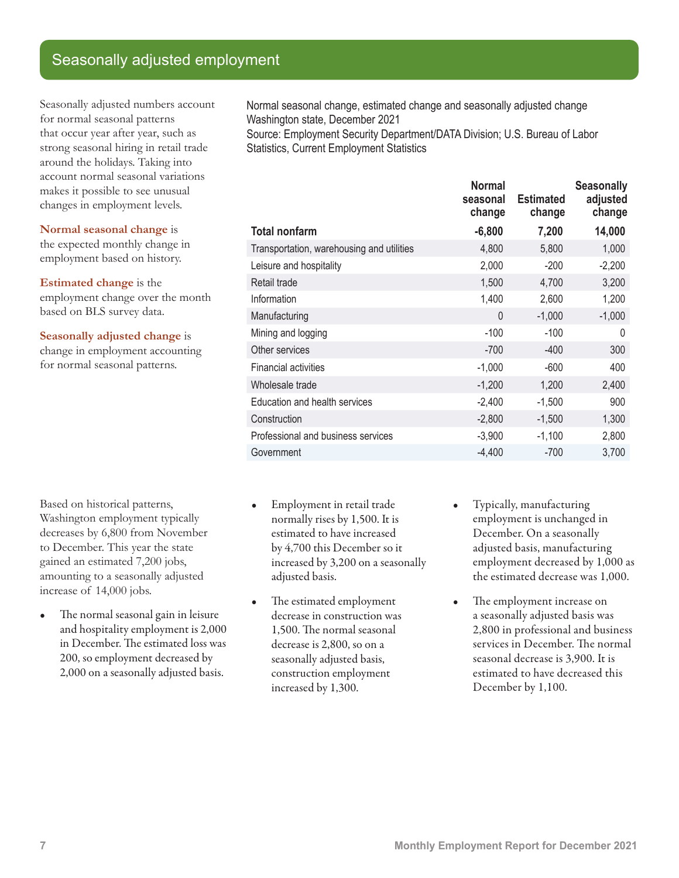## Seasonally adjusted employment

Seasonally adjusted numbers account for normal seasonal patterns that occur year after year, such as strong seasonal hiring in retail trade around the holidays. Taking into account normal seasonal variations makes it possible to see unusual changes in employment levels.

**Normal seasonal change** is the expected monthly change in employment based on history.

**Estimated change** is the employment change over the month based on BLS survey data.

**Seasonally adjusted change** is change in employment accounting for normal seasonal patterns.

Normal seasonal change, estimated change and seasonally adjusted change
Washington state, December 2021
Source: Employment Security Department/DATA Division; U.S. Bureau of Labor Statistics, Current Employment Statistics

| | Normal seasonal change | Estimated change | Seasonally adjusted change |
|---|---|---|---|
| **Total nonfarm** | **-6,800** | **7,200** | **14,000** |
| Transportation, warehousing and utilities | 4,800 | 5,800 | 1,000 |
| Leisure and hospitality | 2,000 | -200 | -2,200 |
| Retail trade | 1,500 | 4,700 | 3,200 |
| Information | 1,400 | 2,600 | 1,200 |
| Manufacturing | 0 | -1,000 | -1,000 |
| Mining and logging | -100 | -100 | 0 |
| Other services | -700 | -400 | 300 |
| Financial activities | -1,000 | -600 | 400 |
| Wholesale trade | -1,200 | 1,200 | 2,400 |
| Education and health services | -2,400 | -1,500 | 900 |
| Construction | -2,800 | -1,500 | 1,300 |
| Professional and business services | -3,900 | -1,100 | 2,800 |
| Government | -4,400 | -700 | 3,700 |

Based on historical patterns, Washington employment typically decreases by 6,800 from November to December. This year the state gained an estimated 7,200 jobs, amounting to a seasonally adjusted increase of 14,000 jobs.

- The normal seasonal gain in leisure and hospitality employment is 2,000 in December. The estimated loss was 200, so employment decreased by 2,000 on a seasonally adjusted basis.
- Employment in retail trade normally rises by 1,500. It is estimated to have increased by 4,700 this December so it increased by 3,200 on a seasonally adjusted basis.
- The estimated employment decrease in construction was 1,500. The normal seasonal decrease is 2,800, so on a seasonally adjusted basis, construction employment increased by 1,300.
- Typically, manufacturing employment is unchanged in December. On a seasonally adjusted basis, manufacturing employment decreased by 1,000 as the estimated decrease was 1,000.
- The employment increase on a seasonally adjusted basis was 2,800 in professional and business services in December. The normal seasonal decrease is 3,900. It is estimated to have decreased this December by 1,100.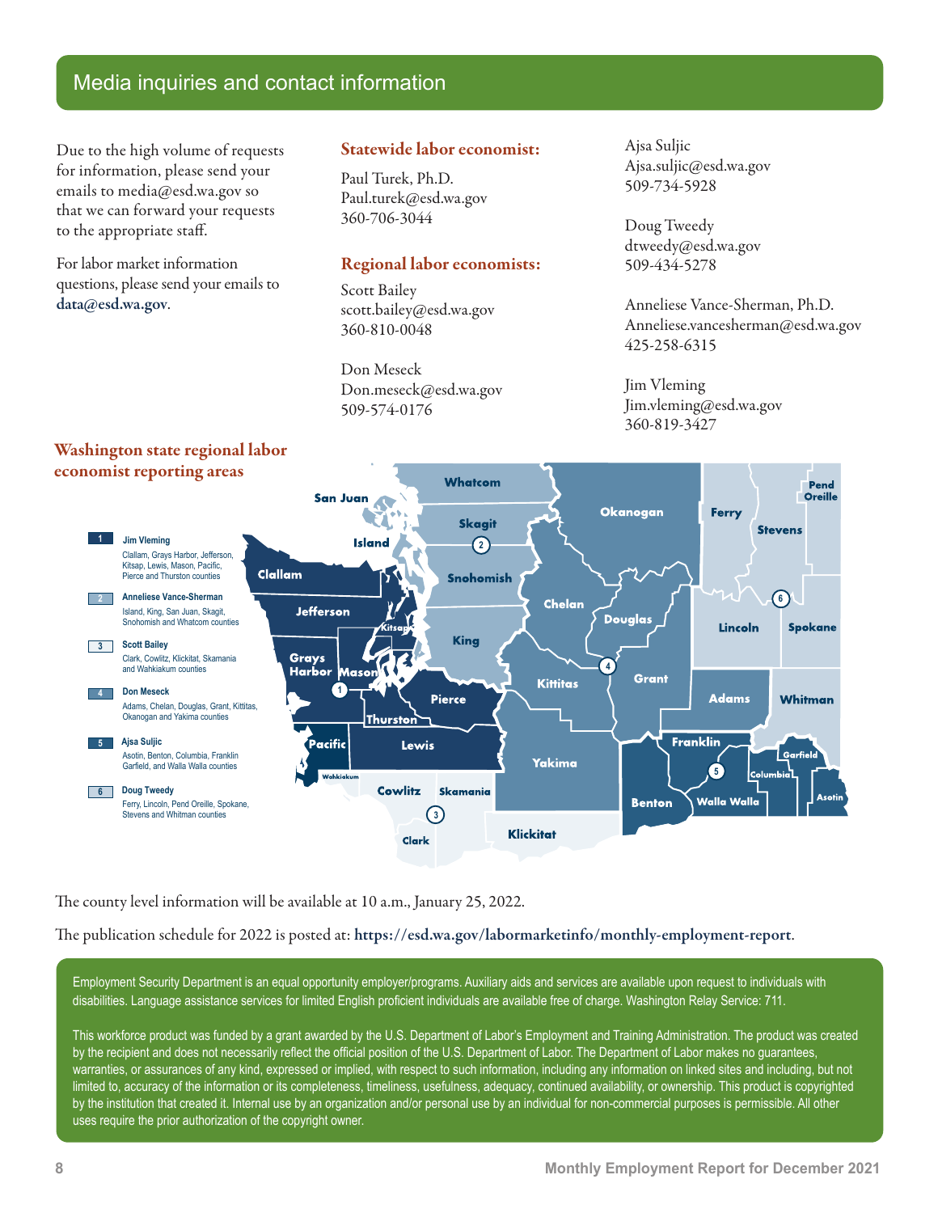## Media inquiries and contact information

Due to the high volume of requests for information, please send your emails to media@esd.wa.gov so that we can forward your requests to the appropriate staff.

For labor market information questions, please send your emails to **data@esd.wa.gov**.

### Statewide labor economist:

Paul Turek, Ph.D.
Paul.turek@esd.wa.gov
360-706-3044

### Regional labor economists:

Scott Bailey
scott.bailey@esd.wa.gov
360-810-0048

Don Meseck
Don.meseck@esd.wa.gov
509-574-0176

Ajsa Suljic
Ajsa.suljic@esd.wa.gov
509-734-5928

Doug Tweedy
dtweedy@esd.wa.gov
509-434-5278

Anneliese Vance-Sherman, Ph.D.
Anneliese.vancesherman@esd.wa.gov
425-258-6315

Jim Vleming
Jim.vleming@esd.wa.gov
360-819-3427

### Washington state regional labor economist reporting areas

1 **Jim Vleming**
Clallam, Grays Harbor, Jefferson, Kitsap, Lewis, Mason, Pacific, Pierce and Thurston counties

2 **Anneliese Vance-Sherman**
Island, King, San Juan, Skagit, Snohomish and Whatcom counties

3 **Scott Bailey**
Clark, Cowlitz, Klickitat, Skamania and Wahkiakum counties

4 **Don Meseck**
Adams, Chelan, Douglas, Grant, Kittitas, Okanogan and Yakima counties

5 **Ajsa Suljic**
Asotin, Benton, Columbia, Franklin Garfield, and Walla Walla counties

6 **Doug Tweedy**
Ferry, Lincoln, Pend Oreille, Spokane, Stevens and Whitman counties

Whatcom
San Juan
Skagit
Okanogan
Ferry
Pend Oreille
Stevens
Island
Clallam
Snohomish
Jefferson
Chelan
Douglas
Lincoln
Spokane
Kitsap
King
Grays Harbor
Mason
Kittitas
Grant
Pierce
Adams
Whitman
Thurston
Franklin
Garfield
Pacific
Lewis
Yakima
Columbia
Wahkiakum
Cowlitz
Skamania
Benton
Walla Walla
Asotin
Clark
Klickitat

The county level information will be available at 10 a.m., January 25, 2022.

The publication schedule for 2022 is posted at: **https://esd.wa.gov/labormarketinfo/monthly-employment-report**.

Employment Security Department is an equal opportunity employer/programs. Auxiliary aids and services are available upon request to individuals with disabilities. Language assistance services for limited English proficient individuals are available free of charge. Washington Relay Service: 711.

This workforce product was funded by a grant awarded by the U.S. Department of Labor's Employment and Training Administration. The product was created by the recipient and does not necessarily reflect the official position of the U.S. Department of Labor. The Department of Labor makes no guarantees, warranties, or assurances of any kind, expressed or implied, with respect to such information, including any information on linked sites and including, but not limited to, accuracy of the information or its completeness, timeliness, usefulness, adequacy, continued availability, or ownership. This product is copyrighted by the institution that created it. Internal use by an organization and/or personal use by an individual for non-commercial purposes is permissible. All other uses require the prior authorization of the copyright owner.